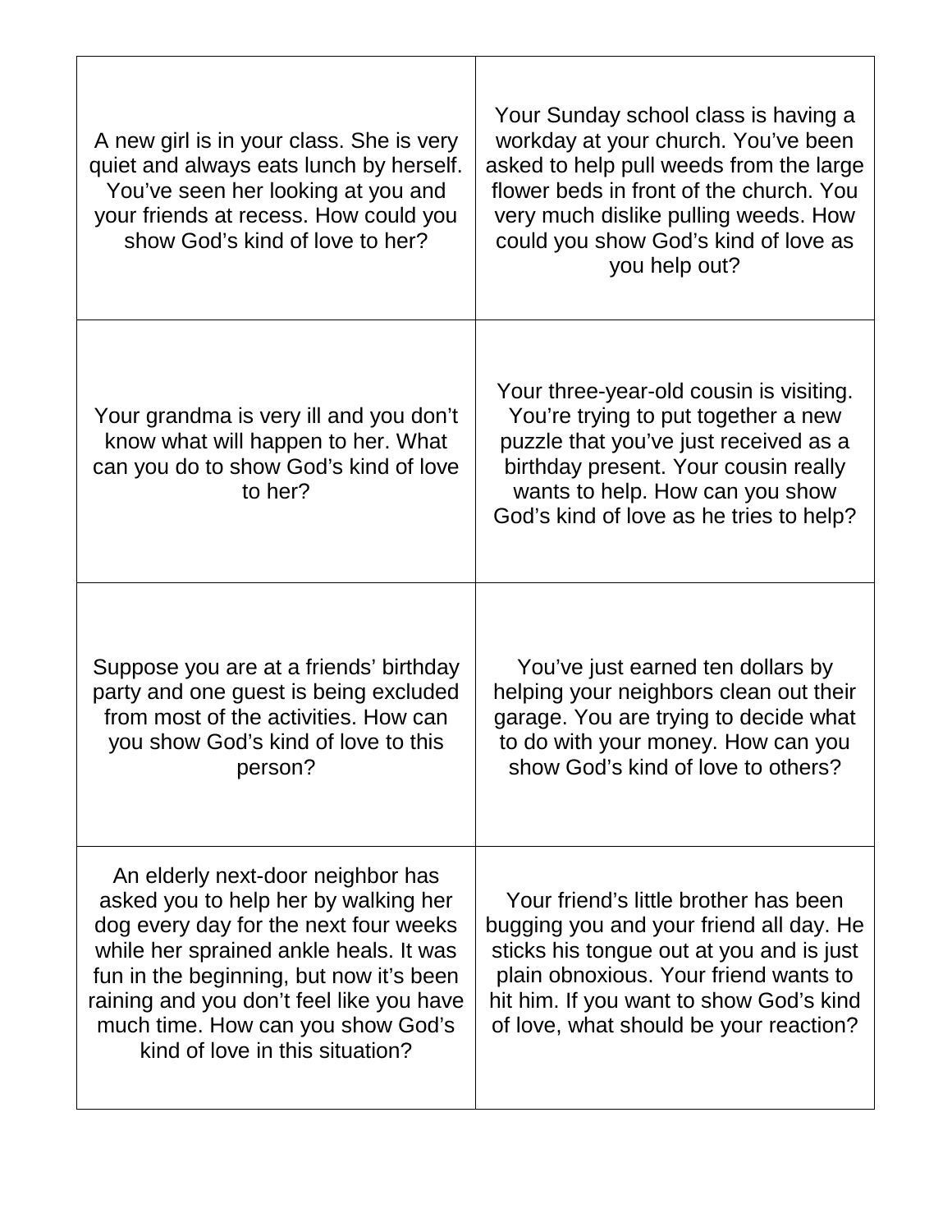| | |
|---|---|
| A new girl is in your class. She is very quiet and always eats lunch by herself. You've seen her looking at you and your friends at recess. How could you show God's kind of love to her? | Your Sunday school class is having a workday at your church. You've been asked to help pull weeds from the large flower beds in front of the church. You very much dislike pulling weeds. How could you show God's kind of love as you help out? |
| Your grandma is very ill and you don't know what will happen to her. What can you do to show God's kind of love to her? | Your three-year-old cousin is visiting. You're trying to put together a new puzzle that you've just received as a birthday present. Your cousin really wants to help. How can you show God's kind of love as he tries to help? |
| Suppose you are at a friends' birthday party and one guest is being excluded from most of the activities. How can you show God's kind of love to this person? | You've just earned ten dollars by helping your neighbors clean out their garage. You are trying to decide what to do with your money. How can you show God's kind of love to others? |
| An elderly next-door neighbor has asked you to help her by walking her dog every day for the next four weeks while her sprained ankle heals. It was fun in the beginning, but now it's been raining and you don't feel like you have much time. How can you show God's kind of love in this situation? | Your friend's little brother has been bugging you and your friend all day. He sticks his tongue out at you and is just plain obnoxious. Your friend wants to hit him. If you want to show God's kind of love, what should be your reaction? |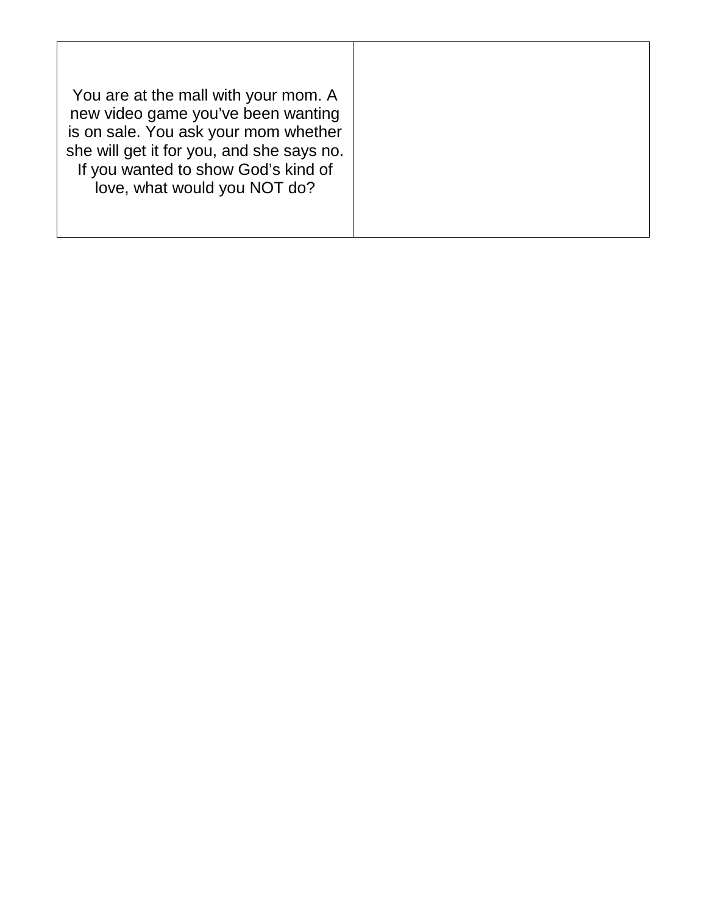| | |
|---|---|
| You are at the mall with your mom. A new video game you've been wanting is on sale. You ask your mom whether she will get it for you, and she says no. If you wanted to show God's kind of love, what would you NOT do? | |